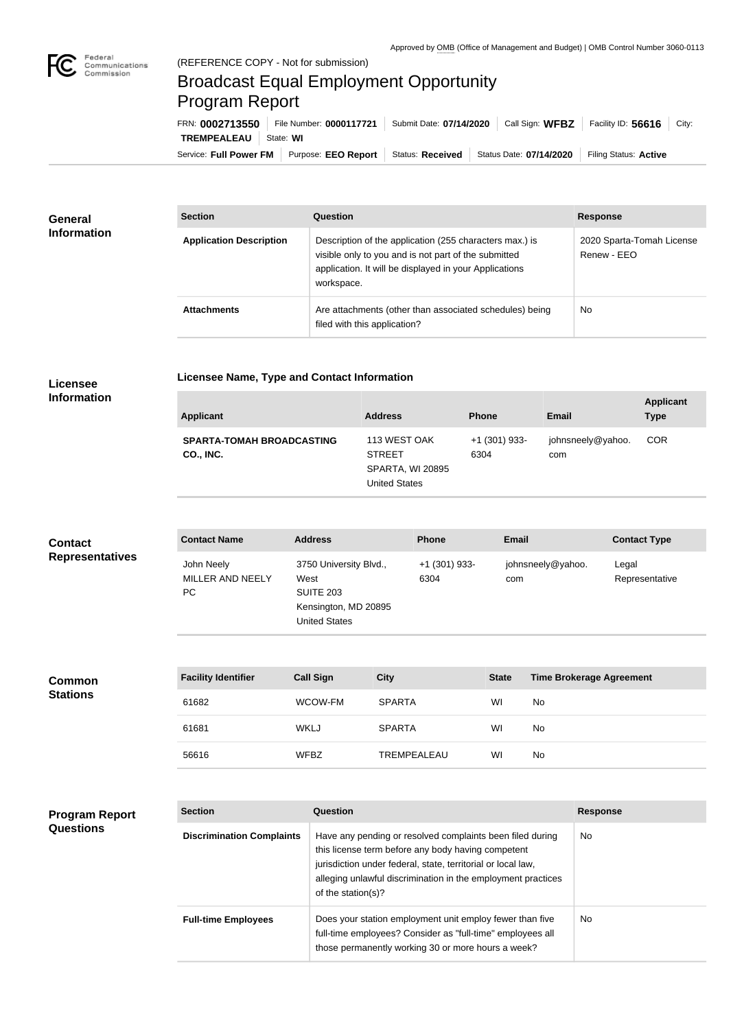Approved by OMB (Office of Management and Budget) | OMB Control Number 3060-0113

(REFERENCE COPY - Not for submission)

# Broadcast Equal Employment Opportunity Program Report

FRN: **0002713550** | File Number: **0000117721** | Submit Date: **07/14/2020** | Call Sign: **WFBZ** | Facility ID: **56616** | City: **TREMPEALEAU** | State: **WI**

Service: **Full Power FM** | Purpose: **EEO Report** | Status: **Received** | Status Date: **07/14/2020** | Filing Status: **Active**

## General Information

| Section | Question | Response |
| --- | --- | --- |
| **Application Description** | Description of the application (255 characters max.) is visible only to you and is not part of the submitted application. It will be displayed in your Applications workspace. | 2020 Sparta-Tomah License Renew - EEO |
| **Attachments** | Are attachments (other than associated schedules) being filed with this application? | No |

## Licensee Information

**Licensee Name, Type and Contact Information**

| Applicant | Address | Phone | Email | Applicant Type |
| --- | --- | --- | --- | --- |
| **SPARTA-TOMAH BROADCASTING CO., INC.** | 113 WEST OAK STREET SPARTA, WI 20895 United States | +1 (301) 933-6304 | johnsneely@yahoo.com | COR |

## Contact Representatives

| Contact Name | Address | Phone | Email | Contact Type |
| --- | --- | --- | --- | --- |
| John Neely MILLER AND NEELY PC | 3750 University Blvd., West SUITE 203 Kensington, MD 20895 United States | +1 (301) 933-6304 | johnsneely@yahoo.com | Legal Representative |

## Common Stations

| Facility Identifier | Call Sign | City | State | Time Brokerage Agreement |
| --- | --- | --- | --- | --- |
| 61682 | WCOW-FM | SPARTA | WI | No |
| 61681 | WKLJ | SPARTA | WI | No |
| 56616 | WFBZ | TREMPEALEAU | WI | No |

## Program Report Questions

| Section | Question | Response |
| --- | --- | --- |
| **Discrimination Complaints** | Have any pending or resolved complaints been filed during this license term before any body having competent jurisdiction under federal, state, territorial or local law, alleging unlawful discrimination in the employment practices of the station(s)? | No |
| **Full-time Employees** | Does your station employment unit employ fewer than five full-time employees? Consider as "full-time" employees all those permanently working 30 or more hours a week? | No |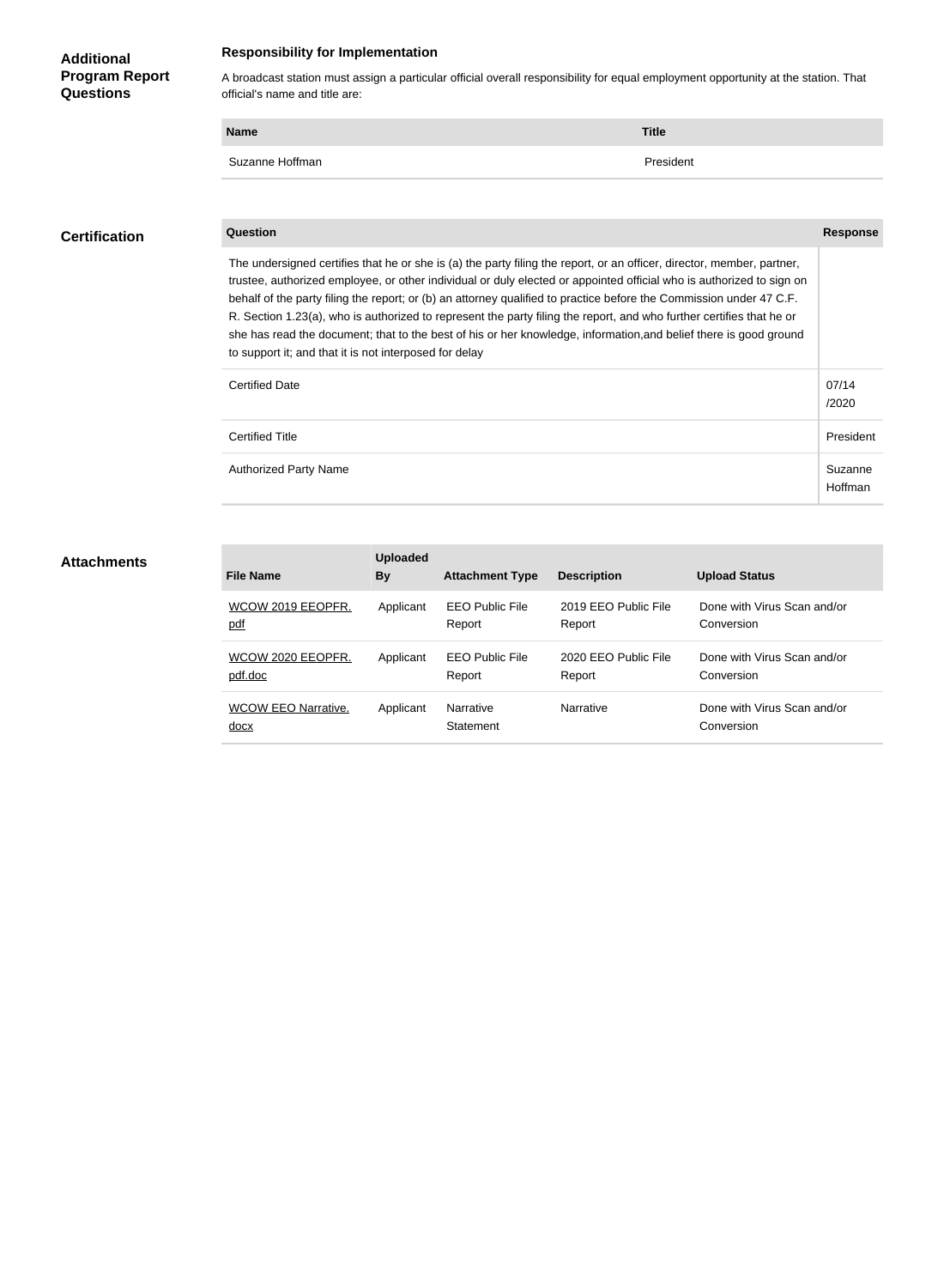## Additional Program Report Questions

### Responsibility for Implementation

A broadcast station must assign a particular official overall responsibility for equal employment opportunity at the station. That official's name and title are:

| Name | Title |
| --- | --- |
| Suzanne Hoffman | President |

## Certification

| Question | Response |
| --- | --- |
| The undersigned certifies that he or she is (a) the party filing the report, or an officer, director, member, partner, trustee, authorized employee, or other individual or duly elected or appointed official who is authorized to sign on behalf of the party filing the report; or (b) an attorney qualified to practice before the Commission under 47 C.F. R. Section 1.23(a), who is authorized to represent the party filing the report, and who further certifies that he or she has read the document; that to the best of his or her knowledge, information,and belief there is good ground to support it; and that it is not interposed for delay | |
| Certified Date | 07/14/2020 |
| Certified Title | President |
| Authorized Party Name | Suzanne Hoffman |

## Attachments

| File Name | Uploaded By | Attachment Type | Description | Upload Status |
| --- | --- | --- | --- | --- |
| WCOW 2019 EEOPFR.pdf | Applicant | EEO Public File Report | 2019 EEO Public File Report | Done with Virus Scan and/or Conversion |
| WCOW 2020 EEOPFR.pdf.doc | Applicant | EEO Public File Report | 2020 EEO Public File Report | Done with Virus Scan and/or Conversion |
| WCOW EEO Narrative.docx | Applicant | Narrative Statement | Narrative | Done with Virus Scan and/or Conversion |